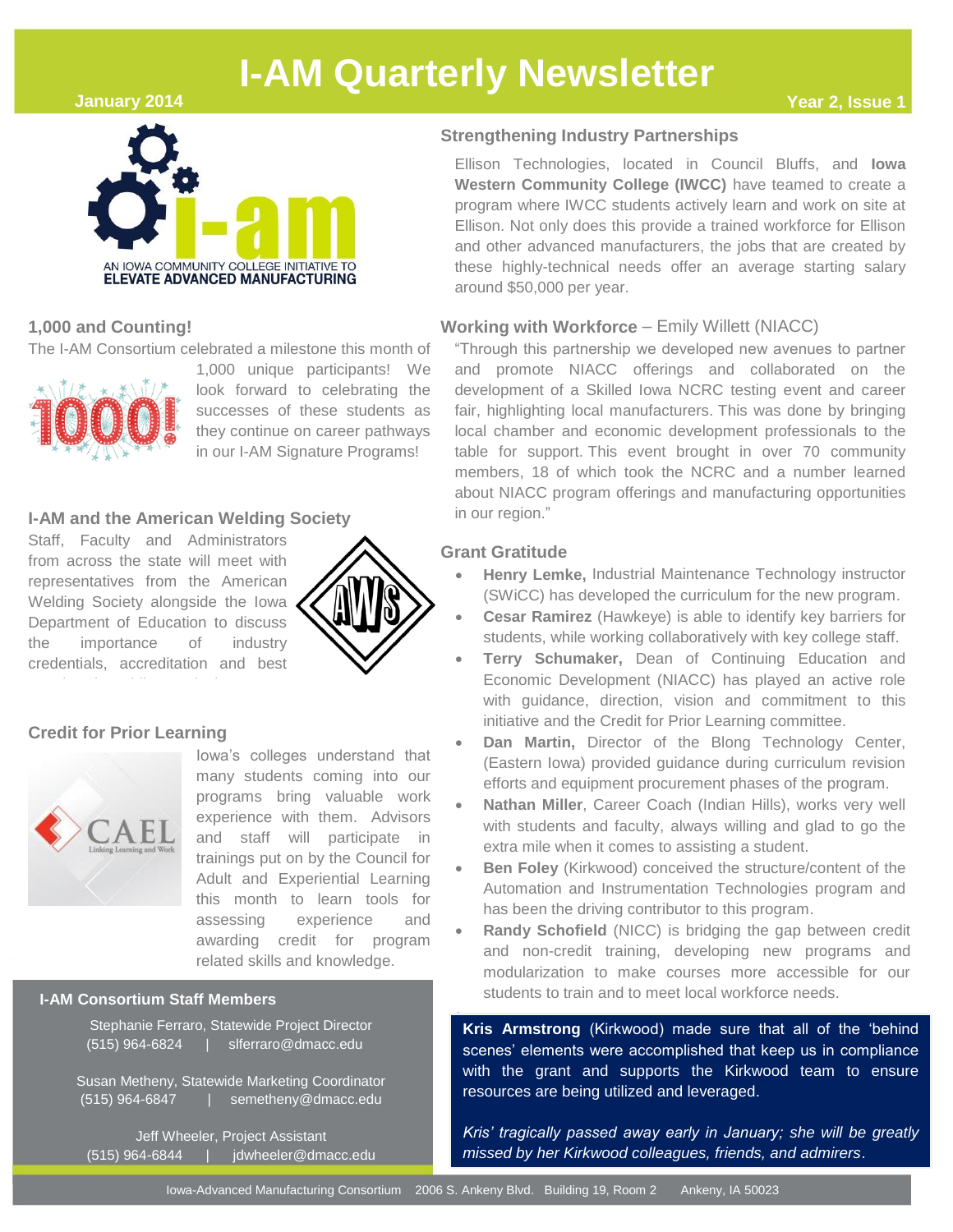# I-AM Quarterly Newsletter

**January 2014** | **Year 2, Issue 1**

AN IOWA COMMUNITY COLLEGE INITIATIVE TO
**ELEVATE ADVANCED MANUFACTURING**

## 1,000 and Counting!

The I-AM Consortium celebrated a milestone this month of 1,000 unique participants! We look forward to celebrating the successes of these students as they continue on career pathways in our I-AM Signature Programs!

## I-AM and the American Welding Society

Staff, Faculty and Administrators from across the state will meet with representatives from the American Welding Society alongside the Iowa Department of Education to discuss the importance of industry credentials, accreditation and best

## Credit for Prior Learning

Iowa's colleges understand that many students coming into our programs bring valuable work experience with them. Advisors and staff will participate in trainings put on by the Council for Adult and Experiential Learning this month to learn tools for assessing experience and awarding credit for program related skills and knowledge.

## Strengthening Industry Partnerships

Ellison Technologies, located in Council Bluffs, and **Iowa Western Community College (IWCC)** have teamed to create a program where IWCC students actively learn and work on site at Ellison. Not only does this provide a trained workforce for Ellison and other advanced manufacturers, the jobs that are created by these highly-technical needs offer an average starting salary around $50,000 per year.

## Working with Workforce – Emily Willett (NIACC)

"Through this partnership we developed new avenues to partner and promote NIACC offerings and collaborated on the development of a Skilled Iowa NCRC testing event and career fair, highlighting local manufacturers. This was done by bringing local chamber and economic development professionals to the table for support. This event brought in over 70 community members, 18 of which took the NCRC and a number learned about NIACC program offerings and manufacturing opportunities in our region."

## Grant Gratitude

- **Henry Lemke,** Industrial Maintenance Technology instructor (SWiCC) has developed the curriculum for the new program.
- **Cesar Ramirez** (Hawkeye) is able to identify key barriers for students, while working collaboratively with key college staff.
- **Terry Schumaker,** Dean of Continuing Education and Economic Development (NIACC) has played an active role with guidance, direction, vision and commitment to this initiative and the Credit for Prior Learning committee.
- **Dan Martin,** Director of the Blong Technology Center, (Eastern Iowa) provided guidance during curriculum revision efforts and equipment procurement phases of the program.
- **Nathan Miller**, Career Coach (Indian Hills), works very well with students and faculty, always willing and glad to go the extra mile when it comes to assisting a student.
- **Ben Foley** (Kirkwood) conceived the structure/content of the Automation and Instrumentation Technologies program and has been the driving contributor to this program.
- **Randy Schofield** (NICC) is bridging the gap between credit and non-credit training, developing new programs and modularization to make courses more accessible for our students to train and to meet local workforce needs.

**Kris Armstrong** (Kirkwood) made sure that all of the 'behind scenes' elements were accomplished that keep us in compliance with the grant and supports the Kirkwood team to ensure resources are being utilized and leveraged.

*Kris' tragically passed away early in January; she will be greatly missed by her Kirkwood colleagues, friends, and admirers*.

### I-AM Consortium Staff Members

Stephanie Ferraro, Statewide Project Director
(515) 964-6824 | slferraro@dmacc.edu

Susan Metheny, Statewide Marketing Coordinator
(515) 964-6847 | semetheny@dmacc.edu

Jeff Wheeler, Project Assistant
(515) 964-6844 | jdwheeler@dmacc.edu

Iowa-Advanced Manufacturing Consortium 2006 S. Ankeny Blvd. Building 19, Room 2 Ankeny, IA 50023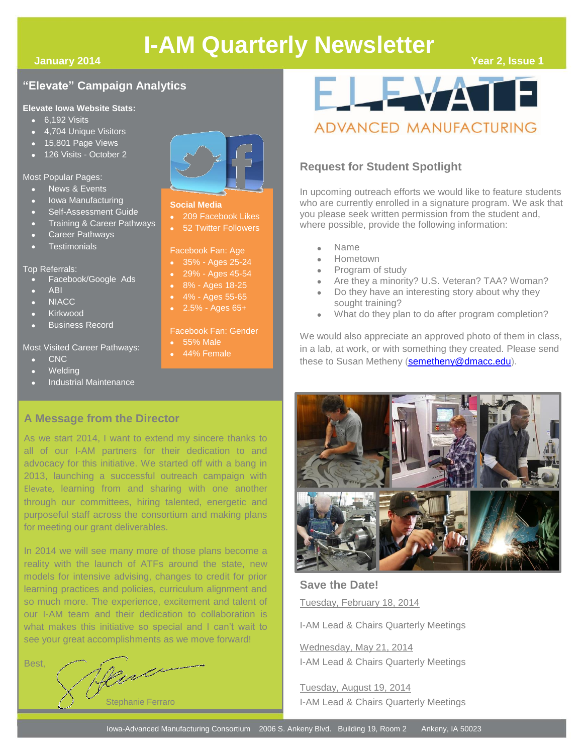# I-AM Quarterly Newsletter

**January 2014** **Year 2, Issue 1**

## "Elevate" Campaign Analytics

**Elevate Iowa Website Stats:**

- 6,192 Visits
- 4,704 Unique Visitors
- 15,801 Page Views
- 126 Visits - October 2

Most Popular Pages:

- News & Events
- Iowa Manufacturing
- Self-Assessment Guide
- Training & Career Pathways
- Career Pathways
- Testimonials

Top Referrals:

- Facebook/Google Ads
- ABI
- NIACC
- Kirkwood
- Business Record

Most Visited Career Pathways:

- CNC
- Welding
- Industrial Maintenance

**Social Media**

- 209 Facebook Likes
- 52 Twitter Followers

Facebook Fan: Age

- 35% - Ages 25-24
- 29% - Ages 45-54
- 8% - Ages 18-25
- 4% - Ages 55-65
- 2.5% - Ages 65+

Facebook Fan: Gender

- 55% Male
- 44% Female

## A Message from the Director

As we start 2014, I want to extend my sincere thanks to all of our I-AM partners for their dedication to and advocacy for this initiative. We started off with a bang in 2013, launching a successful outreach campaign with Elevate, learning from and sharing with one another through our committees, hiring talented, energetic and purposeful staff across the consortium and making plans for meeting our grant deliverables.

In 2014 we will see many more of those plans become a reality with the launch of ATFs around the state, new models for intensive advising, changes to credit for prior learning practices and policies, curriculum alignment and so much more. The experience, excitement and talent of our I-AM team and their dedication to collaboration is what makes this initiative so special and I can't wait to see your great accomplishments as we move forward!

Best,

Stephanie Ferraro

ELEVATE ADVANCED MANUFACTURING

## Request for Student Spotlight

In upcoming outreach efforts we would like to feature students who are currently enrolled in a signature program. We ask that you please seek written permission from the student and, where possible, provide the following information:

- Name
- Hometown
- Program of study
- Are they a minority? U.S. Veteran? TAA? Woman?
- Do they have an interesting story about why they sought training?
- What do they plan to do after program completion?

We would also appreciate an approved photo of them in class, in a lab, at work, or with something they created. Please send these to Susan Metheny (semetheny@dmacc.edu).

## Save the Date!

Tuesday, February 18, 2014

I-AM Lead & Chairs Quarterly Meetings

Wednesday, May 21, 2014

I-AM Lead & Chairs Quarterly Meetings

Tuesday, August 19, 2014

I-AM Lead & Chairs Quarterly Meetings

Iowa-Advanced Manufacturing Consortium 2006 S. Ankeny Blvd. Building 19, Room 2 Ankeny, IA 50023